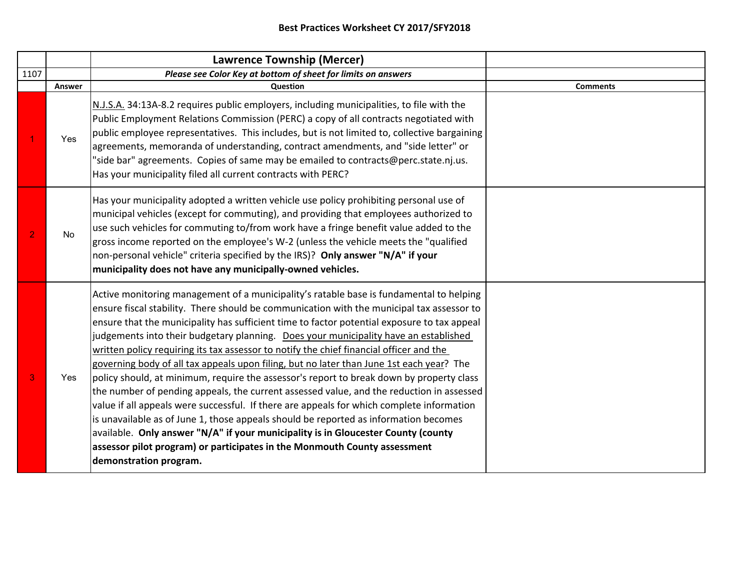# Best Practices Worksheet CY 2017/SFY2018

| | | Lawrence Township (Mercer) | |
|---|---|---|---|
| 1107 | | ***Please see Color Key at bottom of sheet for limits on answers*** | |
| | **Answer** | **Question** | **Comments** |
| 1 | Yes | N.J.S.A. 34:13A-8.2 requires public employers, including municipalities, to file with the Public Employment Relations Commission (PERC) a copy of all contracts negotiated with public employee representatives. This includes, but is not limited to, collective bargaining agreements, memoranda of understanding, contract amendments, and "side letter" or "side bar" agreements. Copies of same may be emailed to contracts@perc.state.nj.us. Has your municipality filed all current contracts with PERC? | |
| 2 | No | Has your municipality adopted a written vehicle use policy prohibiting personal use of municipal vehicles (except for commuting), and providing that employees authorized to use such vehicles for commuting to/from work have a fringe benefit value added to the gross income reported on the employee's W-2 (unless the vehicle meets the "qualified non-personal vehicle" criteria specified by the IRS)? **Only answer "N/A" if your municipality does not have any municipally-owned vehicles.** | |
| 3 | Yes | Active monitoring management of a municipality's ratable base is fundamental to helping ensure fiscal stability. There should be communication with the municipal tax assessor to ensure that the municipality has sufficient time to factor potential exposure to tax appeal judgements into their budgetary planning. Does your municipality have an established written policy requiring its tax assessor to notify the chief financial officer and the governing body of all tax appeals upon filing, but no later than June 1st each year? The policy should, at minimum, require the assessor's report to break down by property class the number of pending appeals, the current assessed value, and the reduction in assessed value if all appeals were successful. If there are appeals for which complete information is unavailable as of June 1, those appeals should be reported as information becomes available. **Only answer "N/A" if your municipality is in Gloucester County (county assessor pilot program) or participates in the Monmouth County assessment demonstration program.** | |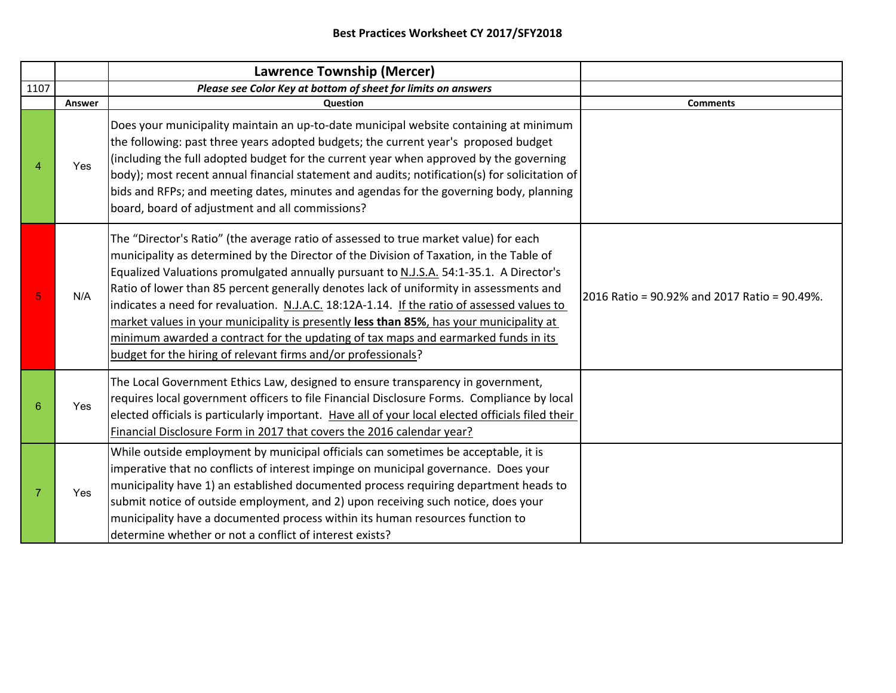**Best Practices Worksheet CY 2017/SFY2018**

| | | Lawrence Township (Mercer) | |
|---|---|---|---|
| 1107 | | ***Please see Color Key at bottom of sheet for limits on answers*** | |
| | **Answer** | **Question** | **Comments** |
| 4 | Yes | Does your municipality maintain an up-to-date municipal website containing at minimum the following: past three years adopted budgets; the current year's proposed budget (including the full adopted budget for the current year when approved by the governing body); most recent annual financial statement and audits; notification(s) for solicitation of bids and RFPs; and meeting dates, minutes and agendas for the governing body, planning board, board of adjustment and all commissions? | |
| 5 | N/A | The "Director's Ratio" (the average ratio of assessed to true market value) for each municipality as determined by the Director of the Division of Taxation, in the Table of Equalized Valuations promulgated annually pursuant to N.J.S.A. 54:1-35.1. A Director's Ratio of lower than 85 percent generally denotes lack of uniformity in assessments and indicates a need for revaluation. N.J.A.C. 18:12A-1.14. If the ratio of assessed values to market values in your municipality is presently **less than 85%**, has your municipality at minimum awarded a contract for the updating of tax maps and earmarked funds in its budget for the hiring of relevant firms and/or professionals? | 2016 Ratio = 90.92% and 2017 Ratio = 90.49%. |
| 6 | Yes | The Local Government Ethics Law, designed to ensure transparency in government, requires local government officers to file Financial Disclosure Forms. Compliance by local elected officials is particularly important. Have all of your local elected officials filed their Financial Disclosure Form in 2017 that covers the 2016 calendar year? | |
| 7 | Yes | While outside employment by municipal officials can sometimes be acceptable, it is imperative that no conflicts of interest impinge on municipal governance. Does your municipality have 1) an established documented process requiring department heads to submit notice of outside employment, and 2) upon receiving such notice, does your municipality have a documented process within its human resources function to determine whether or not a conflict of interest exists? | |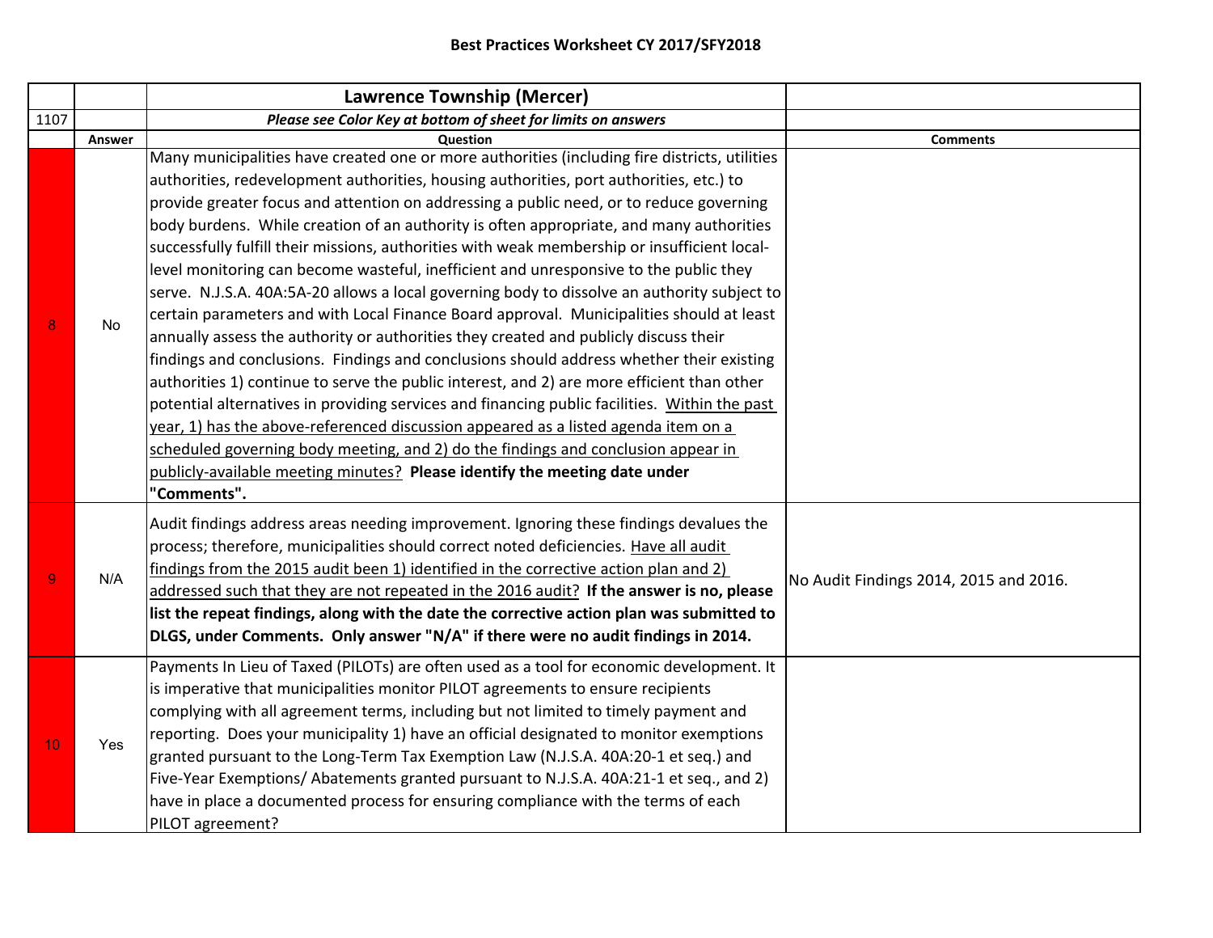## Best Practices Worksheet CY 2017/SFY2018

| | | **Lawrence Township (Mercer)** | |
|---|---|---|---|
| 1107 | | ***Please see Color Key at bottom of sheet for limits on answers*** | |
| | **Answer** | **Question** | **Comments** |
| 8 | No | Many municipalities have created one or more authorities (including fire districts, utilities authorities, redevelopment authorities, housing authorities, port authorities, etc.) to provide greater focus and attention on addressing a public need, or to reduce governing body burdens. While creation of an authority is often appropriate, and many authorities successfully fulfill their missions, authorities with weak membership or insufficient local-level monitoring can become wasteful, inefficient and unresponsive to the public they serve. N.J.S.A. 40A:5A-20 allows a local governing body to dissolve an authority subject to certain parameters and with Local Finance Board approval. Municipalities should at least annually assess the authority or authorities they created and publicly discuss their findings and conclusions. Findings and conclusions should address whether their existing authorities 1) continue to serve the public interest, and 2) are more efficient than other potential alternatives in providing services and financing public facilities. Within the past year, 1) has the above-referenced discussion appeared as a listed agenda item on a scheduled governing body meeting, and 2) do the findings and conclusion appear in publicly-available meeting minutes? **Please identify the meeting date under "Comments".** | |
| 9 | N/A | Audit findings address areas needing improvement. Ignoring these findings devalues the process; therefore, municipalities should correct noted deficiencies. Have all audit findings from the 2015 audit been 1) identified in the corrective action plan and 2) addressed such that they are not repeated in the 2016 audit? **If the answer is no, please list the repeat findings, along with the date the corrective action plan was submitted to DLGS, under Comments. Only answer "N/A" if there were no audit findings in 2014.** | No Audit Findings 2014, 2015 and 2016. |
| 10 | Yes | Payments In Lieu of Taxed (PILOTs) are often used as a tool for economic development. It is imperative that municipalities monitor PILOT agreements to ensure recipients complying with all agreement terms, including but not limited to timely payment and reporting. Does your municipality 1) have an official designated to monitor exemptions granted pursuant to the Long-Term Tax Exemption Law (N.J.S.A. 40A:20-1 et seq.) and Five-Year Exemptions/ Abatements granted pursuant to N.J.S.A. 40A:21-1 et seq., and 2) have in place a documented process for ensuring compliance with the terms of each PILOT agreement? | |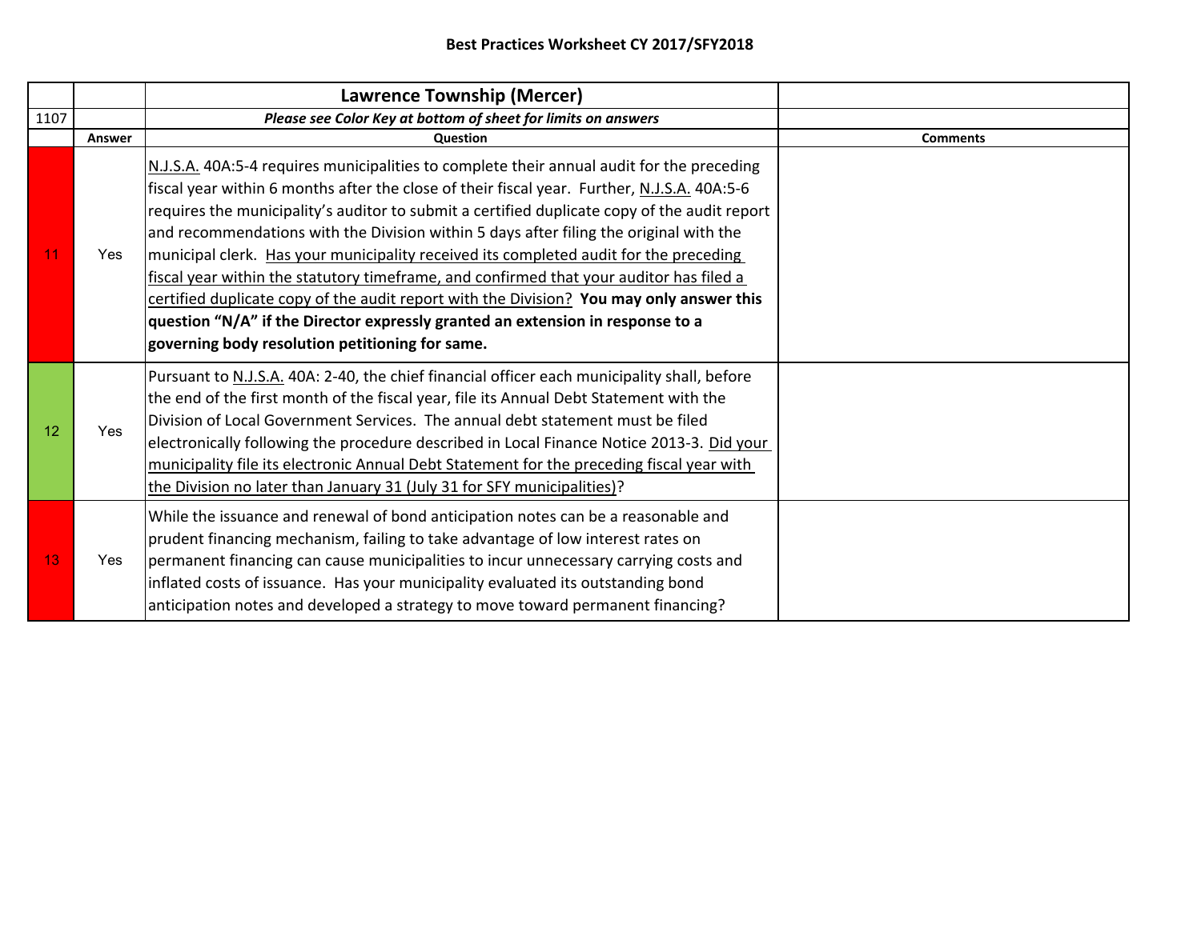**Best Practices Worksheet CY 2017/SFY2018**

| | | **Lawrence Township (Mercer)** | |
|---|---|---|---|
| 1107 | | ***Please see Color Key at bottom of sheet for limits on answers*** | |
| | **Answer** | **Question** | **Comments** |
| 11 | Yes | N.J.S.A. 40A:5-4 requires municipalities to complete their annual audit for the preceding fiscal year within 6 months after the close of their fiscal year. Further, N.J.S.A. 40A:5-6 requires the municipality's auditor to submit a certified duplicate copy of the audit report and recommendations with the Division within 5 days after filing the original with the municipal clerk. Has your municipality received its completed audit for the preceding fiscal year within the statutory timeframe, and confirmed that your auditor has filed a certified duplicate copy of the audit report with the Division? **You may only answer this question "N/A" if the Director expressly granted an extension in response to a governing body resolution petitioning for same.** | |
| 12 | Yes | Pursuant to N.J.S.A. 40A: 2-40, the chief financial officer each municipality shall, before the end of the first month of the fiscal year, file its Annual Debt Statement with the Division of Local Government Services. The annual debt statement must be filed electronically following the procedure described in Local Finance Notice 2013-3. Did your municipality file its electronic Annual Debt Statement for the preceding fiscal year with the Division no later than January 31 (July 31 for SFY municipalities)? | |
| 13 | Yes | While the issuance and renewal of bond anticipation notes can be a reasonable and prudent financing mechanism, failing to take advantage of low interest rates on permanent financing can cause municipalities to incur unnecessary carrying costs and inflated costs of issuance. Has your municipality evaluated its outstanding bond anticipation notes and developed a strategy to move toward permanent financing? | |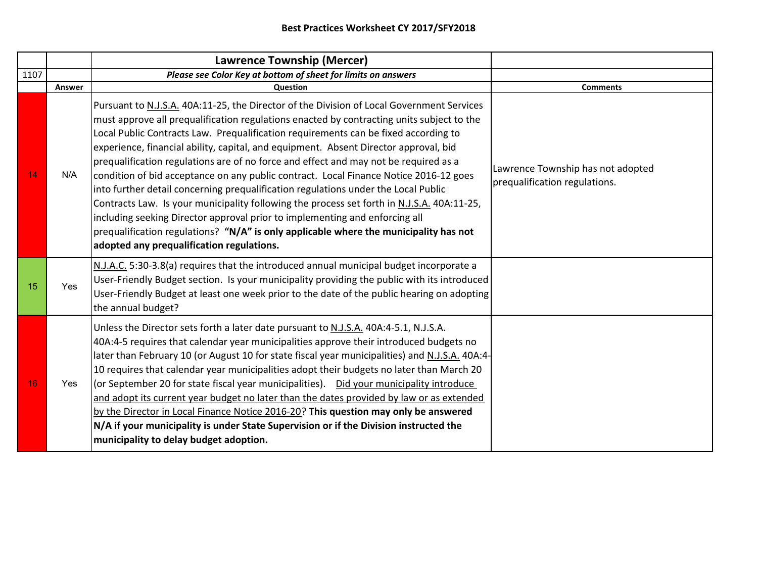**Best Practices Worksheet CY 2017/SFY2018**

| | | **Lawrence Township (Mercer)** | |
|---|---|---|---|
| 1107 | | ***Please see Color Key at bottom of sheet for limits on answers*** | |
| | **Answer** | **Question** | **Comments** |
| 14 | N/A | Pursuant to N.J.S.A. 40A:11-25, the Director of the Division of Local Government Services must approve all prequalification regulations enacted by contracting units subject to the Local Public Contracts Law. Prequalification requirements can be fixed according to experience, financial ability, capital, and equipment. Absent Director approval, bid prequalification regulations are of no force and effect and may not be required as a condition of bid acceptance on any public contract. Local Finance Notice 2016-12 goes into further detail concerning prequalification regulations under the Local Public Contracts Law. Is your municipality following the process set forth in N.J.S.A. 40A:11-25, including seeking Director approval prior to implementing and enforcing all prequalification regulations? **"N/A" is only applicable where the municipality has not adopted any prequalification regulations.** | Lawrence Township has not adopted prequalification regulations. |
| 15 | Yes | N.J.A.C. 5:30-3.8(a) requires that the introduced annual municipal budget incorporate a User-Friendly Budget section. Is your municipality providing the public with its introduced User-Friendly Budget at least one week prior to the date of the public hearing on adopting the annual budget? | |
| 16 | Yes | Unless the Director sets forth a later date pursuant to N.J.S.A. 40A:4-5.1, N.J.S.A. 40A:4-5 requires that calendar year municipalities approve their introduced budgets no later than February 10 (or August 10 for state fiscal year municipalities) and N.J.S.A. 40A:4-10 requires that calendar year municipalities adopt their budgets no later than March 20 (or September 20 for state fiscal year municipalities). Did your municipality introduce and adopt its current year budget no later than the dates provided by law or as extended by the Director in Local Finance Notice 2016-20? **This question may only be answered N/A if your municipality is under State Supervision or if the Division instructed the municipality to delay budget adoption.** | |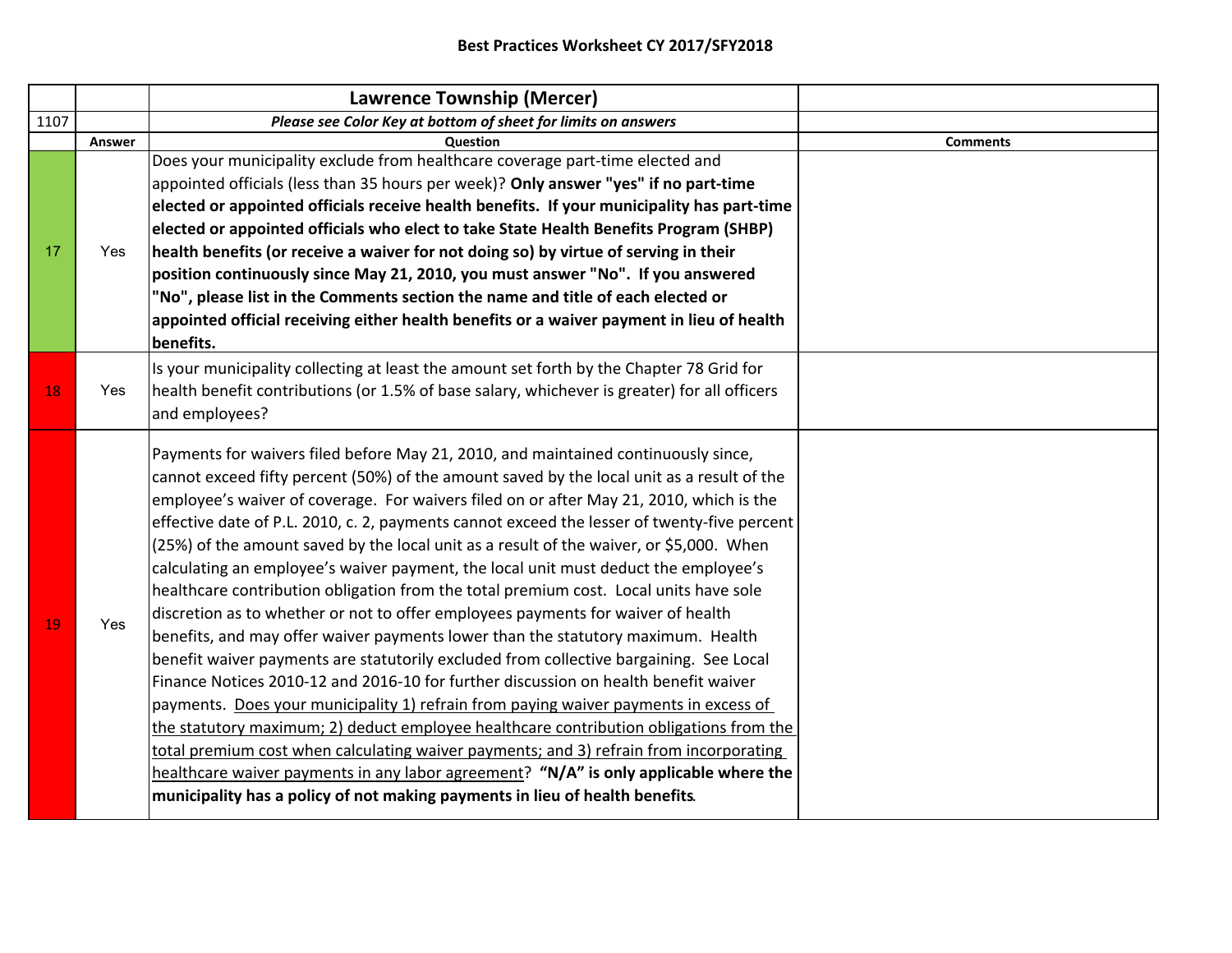## Best Practices Worksheet CY 2017/SFY2018

| | | **Lawrence Township (Mercer)** | |
|---|---|---|---|
| 1107 | | ***Please see Color Key at bottom of sheet for limits on answers*** | |
| | **Answer** | **Question** | **Comments** |
| 17 | Yes | Does your municipality exclude from healthcare coverage part-time elected and appointed officials (less than 35 hours per week)? **Only answer "yes" if no part-time elected or appointed officials receive health benefits. If your municipality has part-time elected or appointed officials who elect to take State Health Benefits Program (SHBP) health benefits (or receive a waiver for not doing so) by virtue of serving in their position continuously since May 21, 2010, you must answer "No". If you answered "No", please list in the Comments section the name and title of each elected or appointed official receiving either health benefits or a waiver payment in lieu of health benefits.** | |
| 18 | Yes | Is your municipality collecting at least the amount set forth by the Chapter 78 Grid for health benefit contributions (or 1.5% of base salary, whichever is greater) for all officers and employees? | |
| 19 | Yes | Payments for waivers filed before May 21, 2010, and maintained continuously since, cannot exceed fifty percent (50%) of the amount saved by the local unit as a result of the employee's waiver of coverage. For waivers filed on or after May 21, 2010, which is the effective date of P.L. 2010, c. 2, payments cannot exceed the lesser of twenty-five percent (25%) of the amount saved by the local unit as a result of the waiver, or $5,000. When calculating an employee's waiver payment, the local unit must deduct the employee's healthcare contribution obligation from the total premium cost. Local units have sole discretion as to whether or not to offer employees payments for waiver of health benefits, and may offer waiver payments lower than the statutory maximum. Health benefit waiver payments are statutorily excluded from collective bargaining. See Local Finance Notices 2010-12 and 2016-10 for further discussion on health benefit waiver payments. <u>Does your municipality 1) refrain from paying waiver payments in excess of the statutory maximum; 2) deduct employee healthcare contribution obligations from the total premium cost when calculating waiver payments; and 3) refrain from incorporating healthcare waiver payments in any labor agreement</u>? **"N/A" is only applicable where the municipality has a policy of not making payments in lieu of health benefits**. | |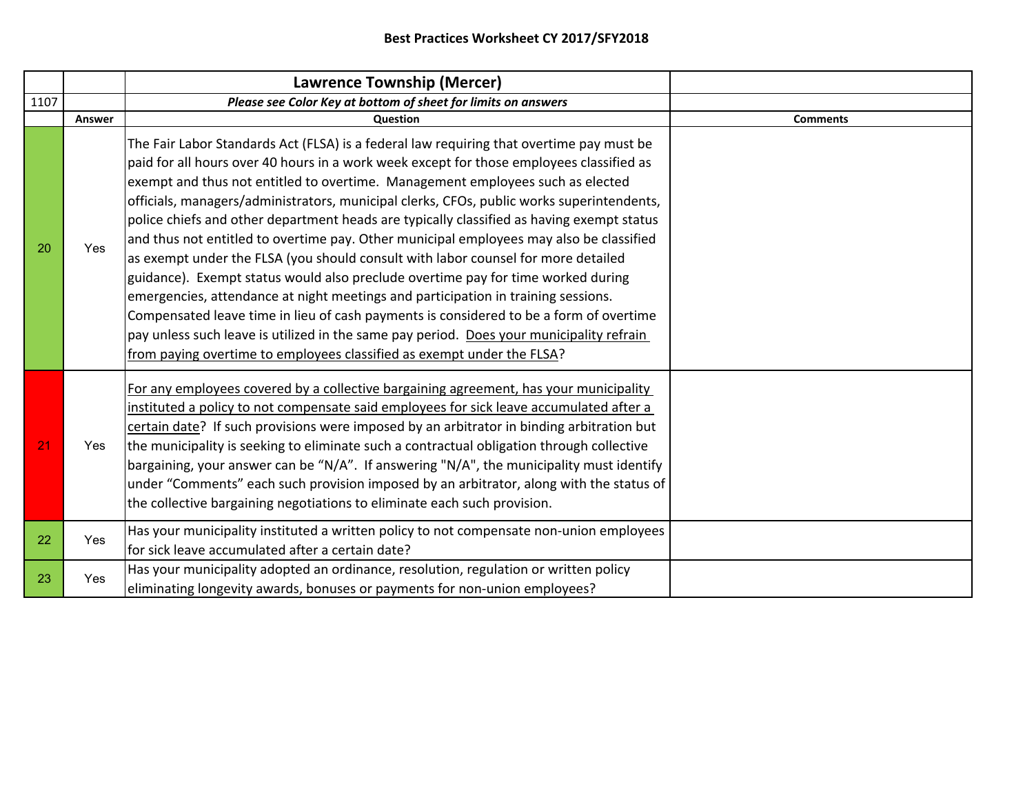**Best Practices Worksheet CY 2017/SFY2018**

| | | Lawrence Township (Mercer) | |
|---|---|---|---|
| 1107 | | ***Please see Color Key at bottom of sheet for limits on answers*** | |
| | **Answer** | **Question** | **Comments** |
| 20 | Yes | The Fair Labor Standards Act (FLSA) is a federal law requiring that overtime pay must be paid for all hours over 40 hours in a work week except for those employees classified as exempt and thus not entitled to overtime. Management employees such as elected officials, managers/administrators, municipal clerks, CFOs, public works superintendents, police chiefs and other department heads are typically classified as having exempt status and thus not entitled to overtime pay. Other municipal employees may also be classified as exempt under the FLSA (you should consult with labor counsel for more detailed guidance). Exempt status would also preclude overtime pay for time worked during emergencies, attendance at night meetings and participation in training sessions. Compensated leave time in lieu of cash payments is considered to be a form of overtime pay unless such leave is utilized in the same pay period. Does your municipality refrain from paying overtime to employees classified as exempt under the FLSA? | |
| 21 | Yes | For any employees covered by a collective bargaining agreement, has your municipality instituted a policy to not compensate said employees for sick leave accumulated after a certain date? If such provisions were imposed by an arbitrator in binding arbitration but the municipality is seeking to eliminate such a contractual obligation through collective bargaining, your answer can be "N/A". If answering "N/A", the municipality must identify under "Comments" each such provision imposed by an arbitrator, along with the status of the collective bargaining negotiations to eliminate each such provision. | |
| 22 | Yes | Has your municipality instituted a written policy to not compensate non-union employees for sick leave accumulated after a certain date? | |
| 23 | Yes | Has your municipality adopted an ordinance, resolution, regulation or written policy eliminating longevity awards, bonuses or payments for non-union employees? | |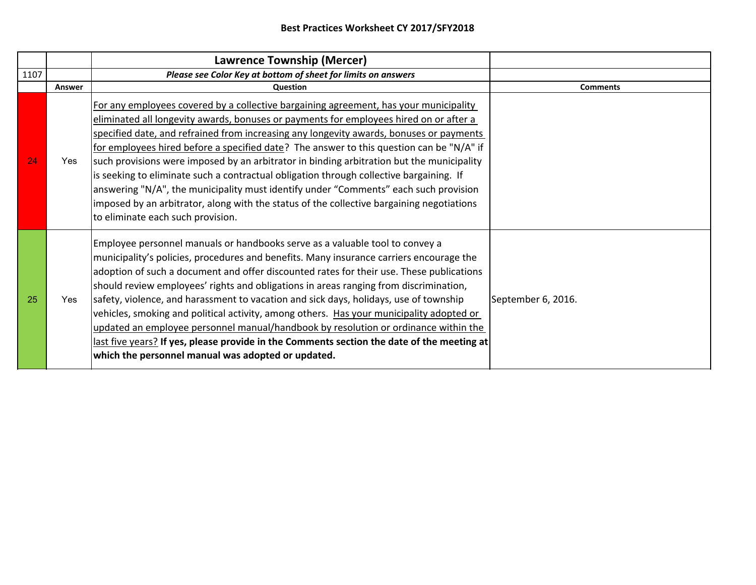## Best Practices Worksheet CY 2017/SFY2018

| | | Lawrence Township (Mercer) | |
|---|---|---|---|
| 1107 | | ***Please see Color Key at bottom of sheet for limits on answers*** | |
| | **Answer** | **Question** | **Comments** |
| 24 | Yes | For any employees covered by a collective bargaining agreement, has your municipality eliminated all longevity awards, bonuses or payments for employees hired on or after a specified date, and refrained from increasing any longevity awards, bonuses or payments for employees hired before a specified date? The answer to this question can be "N/A" if such provisions were imposed by an arbitrator in binding arbitration but the municipality is seeking to eliminate such a contractual obligation through collective bargaining. If answering "N/A", the municipality must identify under "Comments" each such provision imposed by an arbitrator, along with the status of the collective bargaining negotiations to eliminate each such provision. | |
| 25 | Yes | Employee personnel manuals or handbooks serve as a valuable tool to convey a municipality's policies, procedures and benefits. Many insurance carriers encourage the adoption of such a document and offer discounted rates for their use. These publications should review employees' rights and obligations in areas ranging from discrimination, safety, violence, and harassment to vacation and sick days, holidays, use of township vehicles, smoking and political activity, among others. Has your municipality adopted or updated an employee personnel manual/handbook by resolution or ordinance within the last five years? **If yes, please provide in the Comments section the date of the meeting at which the personnel manual was adopted or updated.** | September 6, 2016. |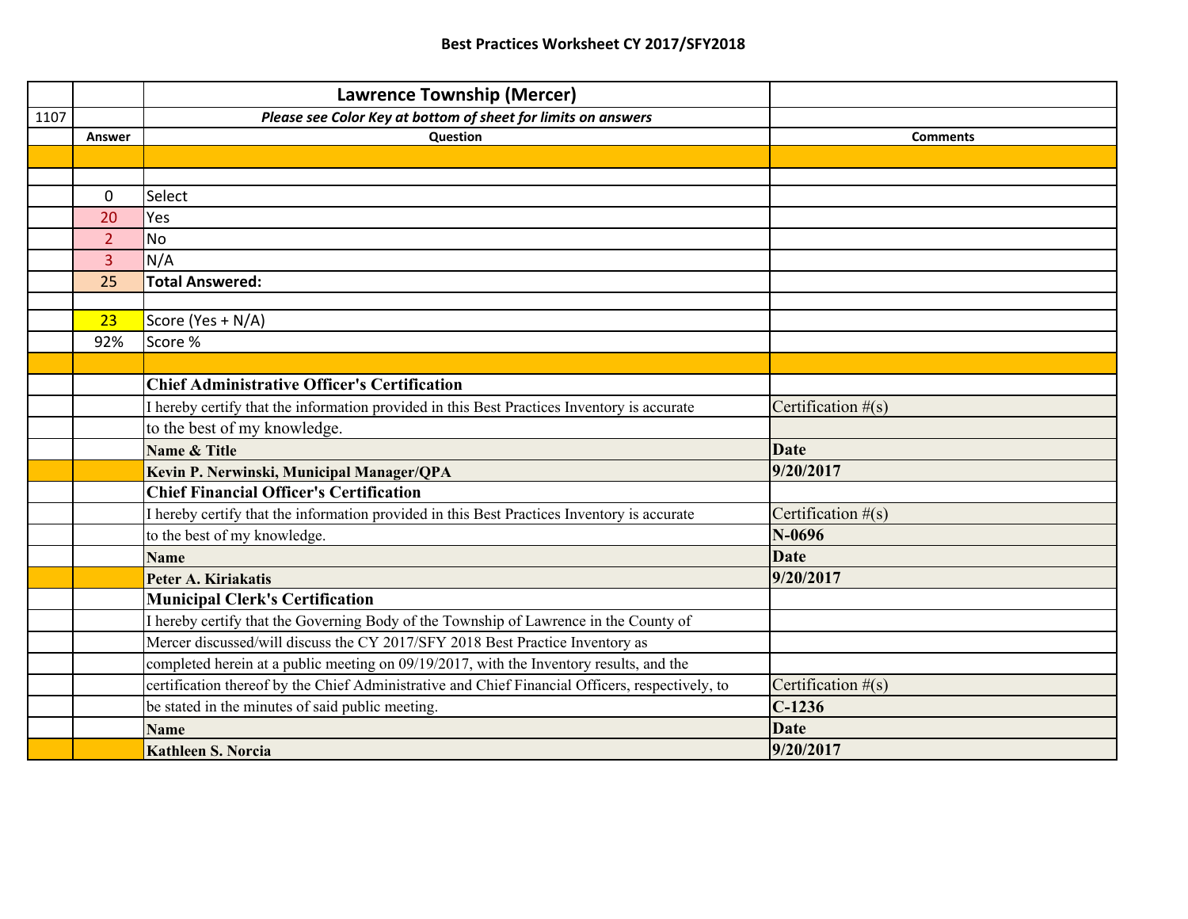**Best Practices Worksheet CY 2017/SFY2018**

| | | Lawrence Township (Mercer) | |
|---|---|---|---|
| 1107 | | *Please see Color Key at bottom of sheet for limits on answers* | |
| | Answer | Question | Comments |
| | | | |
| | | | |
| | 0 | Select | |
| | 20 | Yes | |
| | 2 | No | |
| | 3 | N/A | |
| | 25 | **Total Answered:** | |
| | | | |
| | 23 | Score (Yes + N/A) | |
| | 92% | Score % | |
| | | | |
| | | **Chief Administrative Officer's Certification** | |
| | | I hereby certify that the information provided in this Best Practices Inventory is accurate | Certification #(s) |
| | | to the best of my knowledge. | |
| | | **Name & Title** | **Date** |
| | | **Kevin P. Nerwinski, Municipal Manager/QPA** | **9/20/2017** |
| | | **Chief Financial Officer's Certification** | |
| | | I hereby certify that the information provided in this Best Practices Inventory is accurate | Certification #(s) |
| | | to the best of my knowledge. | **N-0696** |
| | | **Name** | **Date** |
| | | **Peter A. Kiriakatis** | **9/20/2017** |
| | | **Municipal Clerk's Certification** | |
| | | I hereby certify that the Governing Body of the Township of Lawrence in the County of | |
| | | Mercer discussed/will discuss the CY 2017/SFY 2018 Best Practice Inventory as | |
| | | completed herein at a public meeting on 09/19/2017, with the Inventory results, and the | |
| | | certification thereof by the Chief Administrative and Chief Financial Officers, respectively, to | Certification #(s) |
| | | be stated in the minutes of said public meeting. | **C-1236** |
| | | **Name** | **Date** |
| | | **Kathleen S. Norcia** | **9/20/2017** |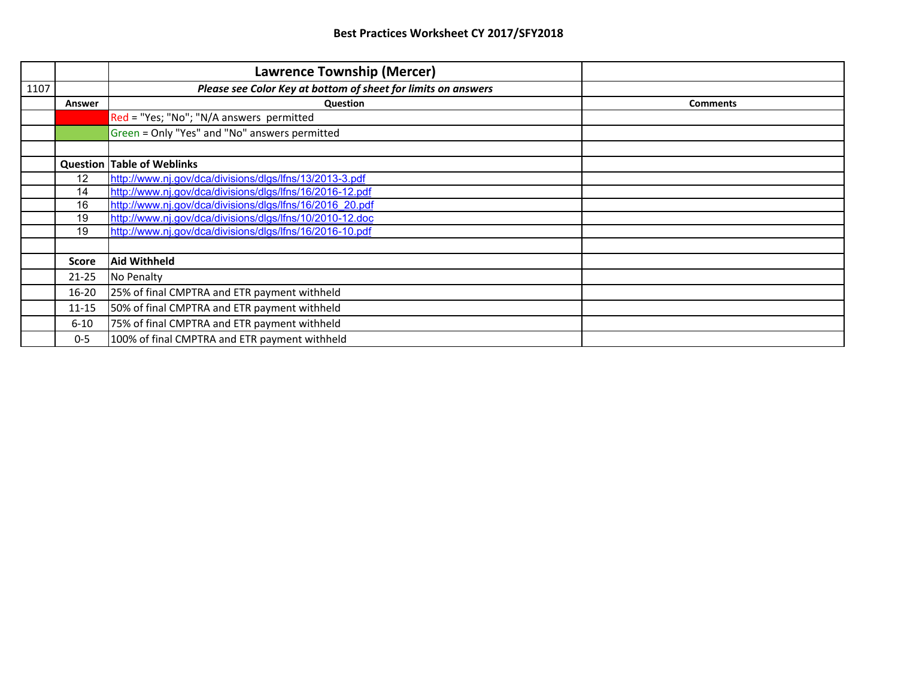## Best Practices Worksheet CY 2017/SFY2018

| | | | |
|---|---|---|---|
| | | **Lawrence Township (Mercer)** | |
| 1107 | | ***Please see Color Key at bottom of sheet for limits on answers*** | |
| | **Answer** | **Question** | **Comments** |
| | | Red = "Yes; "No"; "N/A answers permitted | |
| | | Green = Only "Yes" and "No" answers permitted | |
| | | | |
| | **Question** | **Table of Weblinks** | |
| | 12 | http://www.nj.gov/dca/divisions/dlgs/lfns/13/2013-3.pdf | |
| | 14 | http://www.nj.gov/dca/divisions/dlgs/lfns/16/2016-12.pdf | |
| | 16 | http://www.nj.gov/dca/divisions/dlgs/lfns/16/2016_20.pdf | |
| | 19 | http://www.nj.gov/dca/divisions/dlgs/lfns/10/2010-12.doc | |
| | 19 | http://www.nj.gov/dca/divisions/dlgs/lfns/16/2016-10.pdf | |
| | | | |
| | **Score** | **Aid Withheld** | |
| | 21-25 | No Penalty | |
| | 16-20 | 25% of final CMPTRA and ETR payment withheld | |
| | 11-15 | 50% of final CMPTRA and ETR payment withheld | |
| | 6-10 | 75% of final CMPTRA and ETR payment withheld | |
| | 0-5 | 100% of final CMPTRA and ETR payment withheld | |